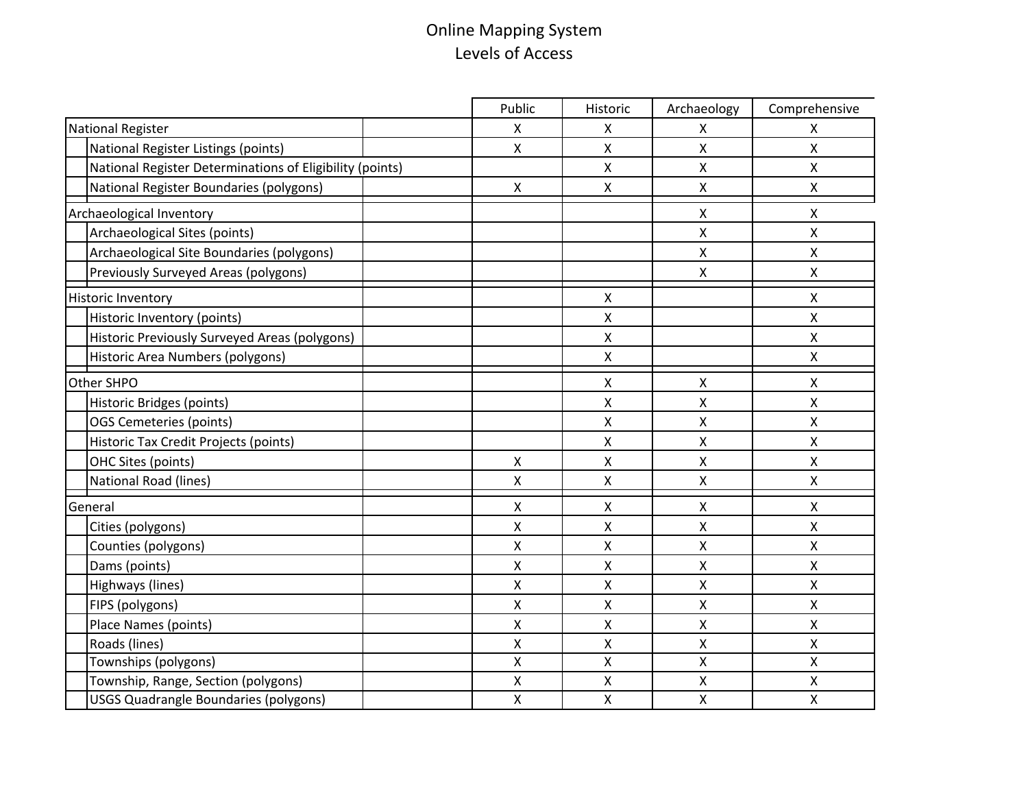# Online Mapping System
## Levels of Access

| | Public | Historic | Archaeology | Comprehensive |
|---|---|---|---|---|
| National Register | X | X | X | X |
| National Register Listings (points) | X | X | X | X |
| National Register Determinations of Eligibility (points) | | X | X | X |
| National Register Boundaries (polygons) | X | X | X | X |
| Archaeological Inventory | | | X | X |
| Archaeological Sites (points) | | | X | X |
| Archaeological Site Boundaries (polygons) | | | X | X |
| Previously Surveyed Areas (polygons) | | | X | X |
| Historic Inventory | | X | | X |
| Historic Inventory (points) | | X | | X |
| Historic Previously Surveyed Areas (polygons) | | X | | X |
| Historic Area Numbers (polygons) | | X | | X |
| Other SHPO | | X | X | X |
| Historic Bridges (points) | | X | X | X |
| OGS Cemeteries (points) | | X | X | X |
| Historic Tax Credit Projects (points) | | X | X | X |
| OHC Sites (points) | X | X | X | X |
| National Road (lines) | X | X | X | X |
| General | X | X | X | X |
| Cities (polygons) | X | X | X | X |
| Counties (polygons) | X | X | X | X |
| Dams (points) | X | X | X | X |
| Highways (lines) | X | X | X | X |
| FIPS (polygons) | X | X | X | X |
| Place Names (points) | X | X | X | X |
| Roads (lines) | X | X | X | X |
| Townships (polygons) | X | X | X | X |
| Township, Range, Section (polygons) | X | X | X | X |
| USGS Quadrangle Boundaries (polygons) | X | X | X | X |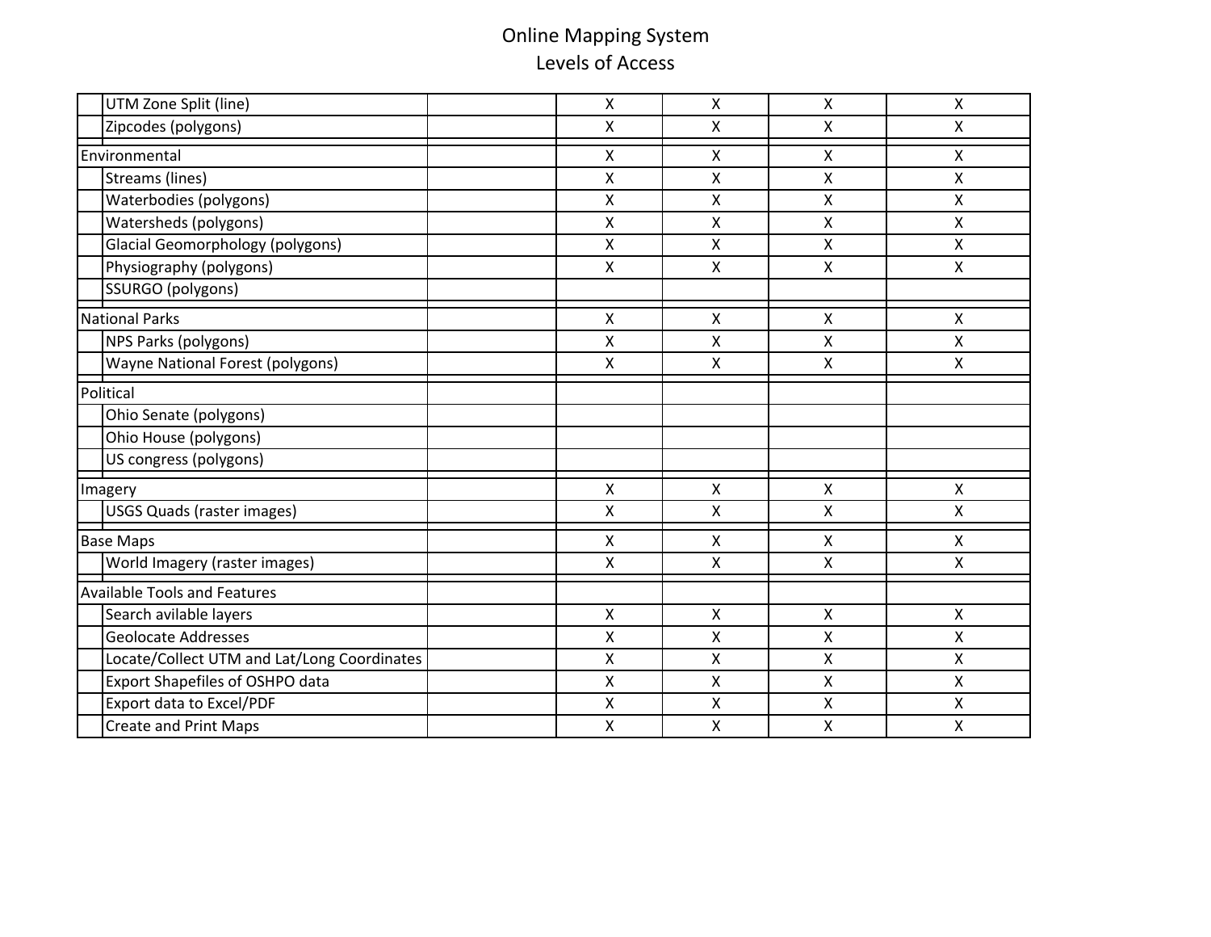# Online Mapping System
## Levels of Access

| | | | | | | |
|---|---|---|---|---|---|---|
| | UTM Zone Split (line) | | X | X | X | X |
| | Zipcodes (polygons) | | X | X | X | X |
| Environmental | | | X | X | X | X |
| | Streams (lines) | | X | X | X | X |
| | Waterbodies (polygons) | | X | X | X | X |
| | Watersheds (polygons) | | X | X | X | X |
| | Glacial Geomorphology (polygons) | | X | X | X | X |
| | Physiography (polygons) | | X | X | X | X |
| | SSURGO (polygons) | | | | | |
| National Parks | | | X | X | X | X |
| | NPS Parks (polygons) | | X | X | X | X |
| | Wayne National Forest (polygons) | | X | X | X | X |
| Political | | | | | | |
| | Ohio Senate (polygons) | | | | | |
| | Ohio House (polygons) | | | | | |
| | US congress (polygons) | | | | | |
| Imagery | | | X | X | X | X |
| | USGS Quads (raster images) | | X | X | X | X |
| Base Maps | | | X | X | X | X |
| | World Imagery (raster images) | | X | X | X | X |
| Available Tools and Features | | | | | | |
| | Search avilable layers | | X | X | X | X |
| | Geolocate Addresses | | X | X | X | X |
| | Locate/Collect UTM and Lat/Long Coordinates | | X | X | X | X |
| | Export Shapefiles of OSHPO data | | X | X | X | X |
| | Export data to Excel/PDF | | X | X | X | X |
| | Create and Print Maps | | X | X | X | X |